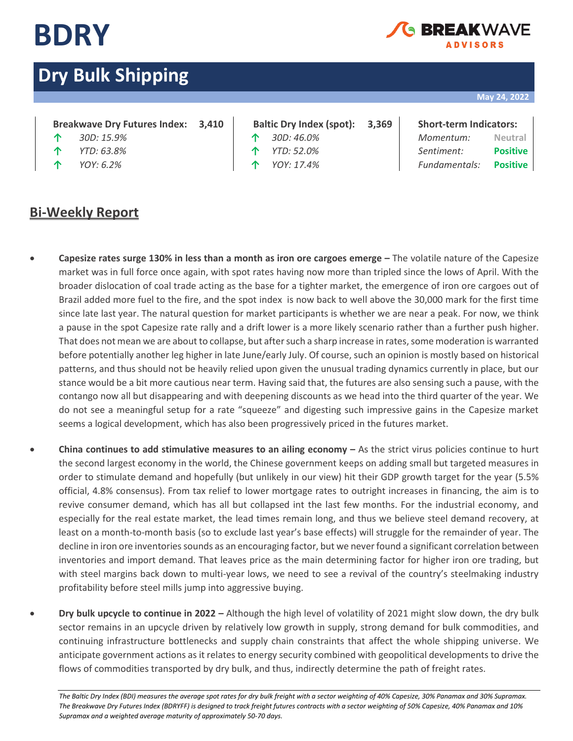# BDRY

BREAKWAVE ADVISORS

## Dry Bulk Shipping

May 24, 2022

| Breakwave Dry Futures Index: | 3,410 | Baltic Dry Index (spot): | 3,369 | Short-term Indicators: | |
|---|---|---|---|---|---|
| ↑ *30D: 15.9%* | | ↑ *30D: 46.0%* | | *Momentum:* | Neutral |
| ↑ *YTD: 63.8%* | | ↑ *YTD: 52.0%* | | *Sentiment:* | **Positive** |
| ↑ *YOY: 6.2%* | | ↑ *YOY: 17.4%* | | *Fundamentals:* | **Positive** |

## Bi-Weekly Report

- **Capesize rates surge 130% in less than a month as iron ore cargoes emerge –** The volatile nature of the Capesize market was in full force once again, with spot rates having now more than tripled since the lows of April. With the broader dislocation of coal trade acting as the base for a tighter market, the emergence of iron ore cargoes out of Brazil added more fuel to the fire, and the spot index is now back to well above the 30,000 mark for the first time since late last year. The natural question for market participants is whether we are near a peak. For now, we think a pause in the spot Capesize rate rally and a drift lower is a more likely scenario rather than a further push higher. That does not mean we are about to collapse, but after such a sharp increase in rates, some moderation is warranted before potentially another leg higher in late June/early July. Of course, such an opinion is mostly based on historical patterns, and thus should not be heavily relied upon given the unusual trading dynamics currently in place, but our stance would be a bit more cautious near term. Having said that, the futures are also sensing such a pause, with the contango now all but disappearing and with deepening discounts as we head into the third quarter of the year. We do not see a meaningful setup for a rate "squeeze" and digesting such impressive gains in the Capesize market seems a logical development, which has also been progressively priced in the futures market.

- **China continues to add stimulative measures to an ailing economy –** As the strict virus policies continue to hurt the second largest economy in the world, the Chinese government keeps on adding small but targeted measures in order to stimulate demand and hopefully (but unlikely in our view) hit their GDP growth target for the year (5.5% official, 4.8% consensus). From tax relief to lower mortgage rates to outright increases in financing, the aim is to revive consumer demand, which has all but collapsed int the last few months. For the industrial economy, and especially for the real estate market, the lead times remain long, and thus we believe steel demand recovery, at least on a month-to-month basis (so to exclude last year's base effects) will struggle for the remainder of year. The decline in iron ore inventories sounds as an encouraging factor, but we never found a significant correlation between inventories and import demand. That leaves price as the main determining factor for higher iron ore trading, but with steel margins back down to multi-year lows, we need to see a revival of the country's steelmaking industry profitability before steel mills jump into aggressive buying.

- **Dry bulk upcycle to continue in 2022 –** Although the high level of volatility of 2021 might slow down, the dry bulk sector remains in an upcycle driven by relatively low growth in supply, strong demand for bulk commodities, and continuing infrastructure bottlenecks and supply chain constraints that affect the whole shipping universe. We anticipate government actions as it relates to energy security combined with geopolitical developments to drive the flows of commodities transported by dry bulk, and thus, indirectly determine the path of freight rates.

*The Baltic Dry Index (BDI) measures the average spot rates for dry bulk freight with a sector weighting of 40% Capesize, 30% Panamax and 30% Supramax. The Breakwave Dry Futures Index (BDRYFF) is designed to track freight futures contracts with a sector weighting of 50% Capesize, 40% Panamax and 10% Supramax and a weighted average maturity of approximately 50-70 days.*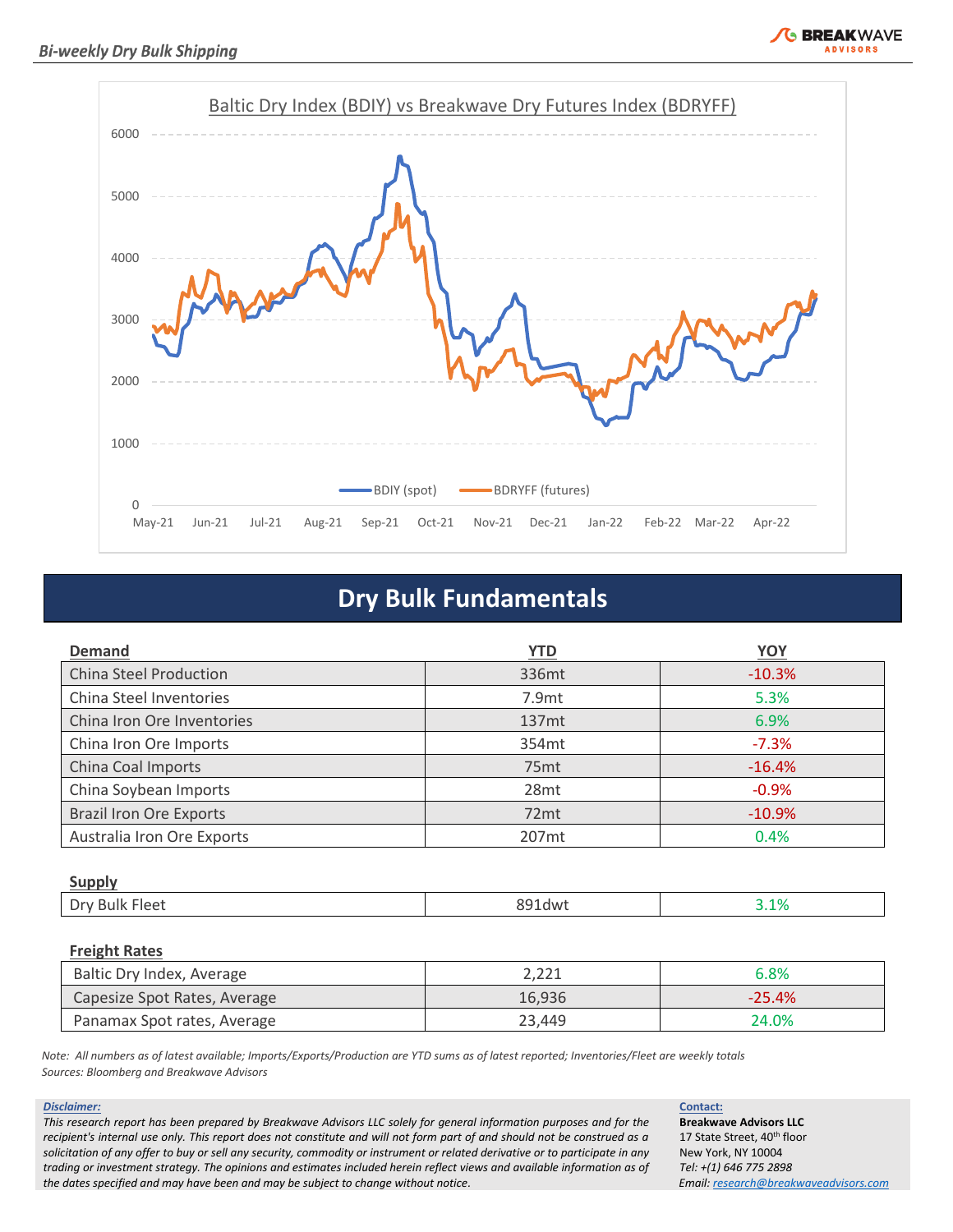Baltic Dry Index (BDIY) vs Breakwave Dry Futures Index (BDRYFF)

6000
5000
4000
3000
2000
1000
0

May-21 Jun-21 Jul-21 Aug-21 Sep-21 Oct-21 Nov-21 Dec-21 Jan-22 Feb-22 Mar-22 Apr-22

BDIY (spot) BDRYFF (futures)

# Dry Bulk Fundamentals

| **Demand** | **YTD** | **YOY** |
|---|---|---|
| China Steel Production | 336mt | -10.3% |
| China Steel Inventories | 7.9mt | 5.3% |
| China Iron Ore Inventories | 137mt | 6.9% |
| China Iron Ore Imports | 354mt | -7.3% |
| China Coal Imports | 75mt | -16.4% |
| China Soybean Imports | 28mt | -0.9% |
| Brazil Iron Ore Exports | 72mt | -10.9% |
| Australia Iron Ore Exports | 207mt | 0.4% |

**Supply**

| | | |
|---|---|---|
| Dry Bulk Fleet | 891dwt | 3.1% |

**Freight Rates**

| | | |
|---|---|---|
| Baltic Dry Index, Average | 2,221 | 6.8% |
| Capesize Spot Rates, Average | 16,936 | -25.4% |
| Panamax Spot rates, Average | 23,449 | 24.0% |

*Note: All numbers as of latest available; Imports/Exports/Production are YTD sums as of latest reported; Inventories/Fleet are weekly totals*
*Sources: Bloomberg and Breakwave Advisors*

***Disclaimer:***
*This research report has been prepared by Breakwave Advisors LLC solely for general information purposes and for the recipient's internal use only. This report does not constitute and will not form part of and should not be construed as a solicitation of any offer to buy or sell any security, commodity or instrument or related derivative or to participate in any trading or investment strategy. The opinions and estimates included herein reflect views and available information as of the dates specified and may have been and may be subject to change without notice.*

***Contact:***
**Breakwave Advisors LLC**
17 State Street, 40th floor
New York, NY 10004
*Tel: +(1) 646 775 2898*
*Email: research@breakwaveadvisors.com*